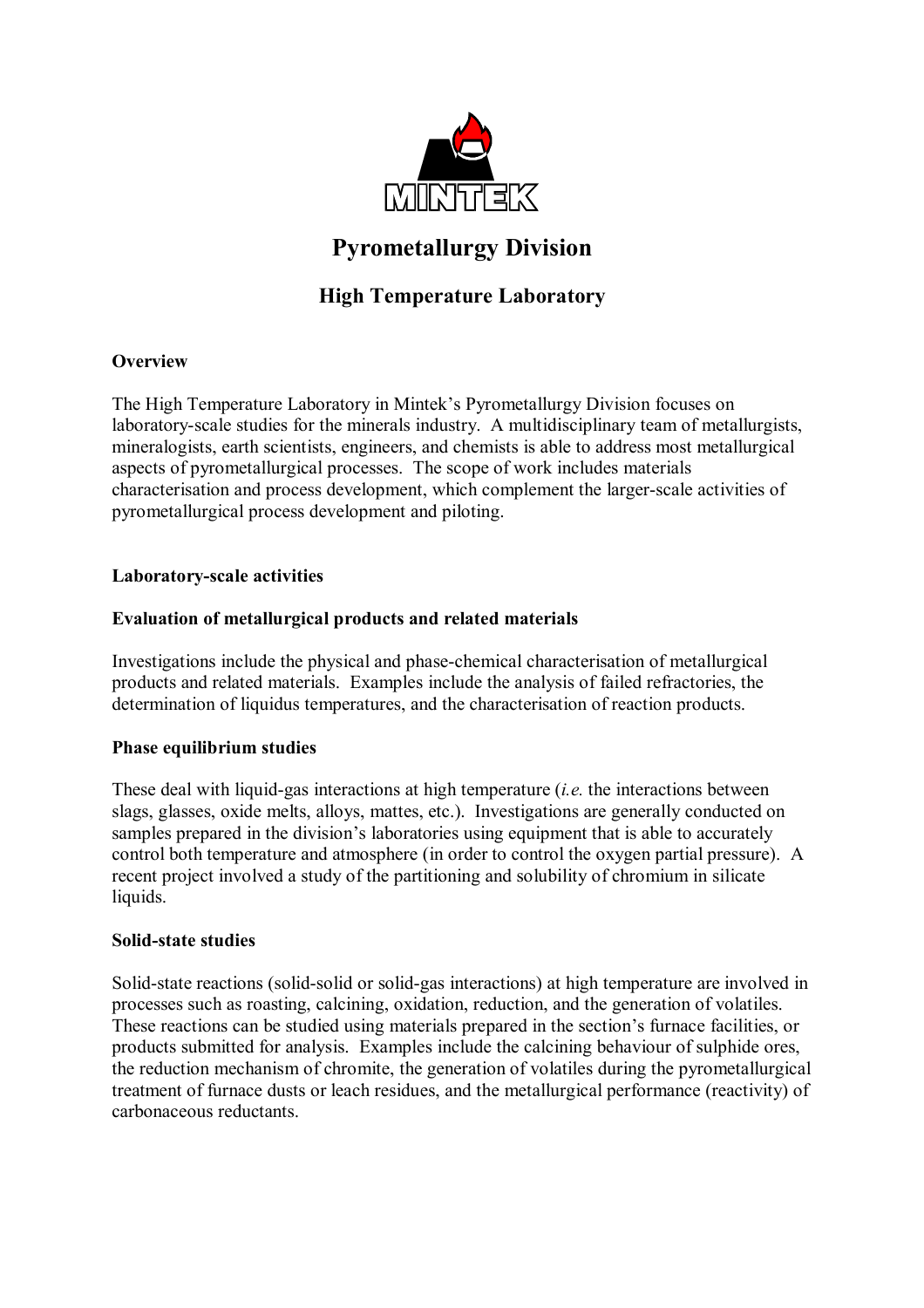MINTEK

# Pyrometallurgy Division

## High Temperature Laboratory

**Overview**

The High Temperature Laboratory in Mintek's Pyrometallurgy Division focuses on laboratory-scale studies for the minerals industry. A multidisciplinary team of metallurgists, mineralogists, earth scientists, engineers, and chemists is able to address most metallurgical aspects of pyrometallurgical processes. The scope of work includes materials characterisation and process development, which complement the larger-scale activities of pyrometallurgical process development and piloting.

**Laboratory-scale activities**

**Evaluation of metallurgical products and related materials**

Investigations include the physical and phase-chemical characterisation of metallurgical products and related materials. Examples include the analysis of failed refractories, the determination of liquidus temperatures, and the characterisation of reaction products.

**Phase equilibrium studies**

These deal with liquid-gas interactions at high temperature (*i.e.* the interactions between slags, glasses, oxide melts, alloys, mattes, etc.). Investigations are generally conducted on samples prepared in the division's laboratories using equipment that is able to accurately control both temperature and atmosphere (in order to control the oxygen partial pressure). A recent project involved a study of the partitioning and solubility of chromium in silicate liquids.

**Solid-state studies**

Solid-state reactions (solid-solid or solid-gas interactions) at high temperature are involved in processes such as roasting, calcining, oxidation, reduction, and the generation of volatiles. These reactions can be studied using materials prepared in the section's furnace facilities, or products submitted for analysis. Examples include the calcining behaviour of sulphide ores, the reduction mechanism of chromite, the generation of volatiles during the pyrometallurgical treatment of furnace dusts or leach residues, and the metallurgical performance (reactivity) of carbonaceous reductants.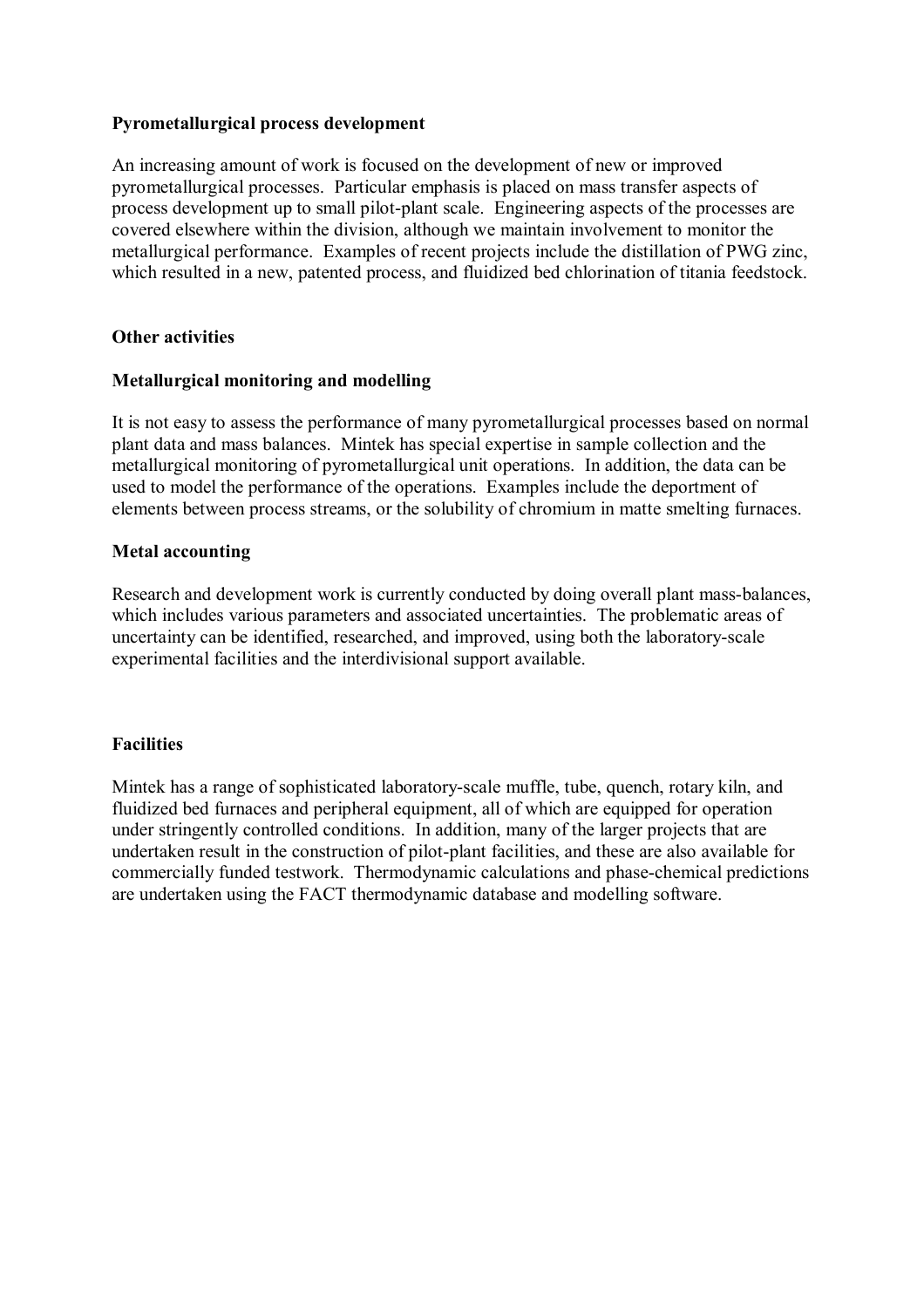### Pyrometallurgical process development

An increasing amount of work is focused on the development of new or improved pyrometallurgical processes. Particular emphasis is placed on mass transfer aspects of process development up to small pilot-plant scale. Engineering aspects of the processes are covered elsewhere within the division, although we maintain involvement to monitor the metallurgical performance. Examples of recent projects include the distillation of PWG zinc, which resulted in a new, patented process, and fluidized bed chlorination of titania feedstock.

## Other activities

### Metallurgical monitoring and modelling

It is not easy to assess the performance of many pyrometallurgical processes based on normal plant data and mass balances. Mintek has special expertise in sample collection and the metallurgical monitoring of pyrometallurgical unit operations. In addition, the data can be used to model the performance of the operations. Examples include the deportment of elements between process streams, or the solubility of chromium in matte smelting furnaces.

### Metal accounting

Research and development work is currently conducted by doing overall plant mass-balances, which includes various parameters and associated uncertainties. The problematic areas of uncertainty can be identified, researched, and improved, using both the laboratory-scale experimental facilities and the interdivisional support available.

## Facilities

Mintek has a range of sophisticated laboratory-scale muffle, tube, quench, rotary kiln, and fluidized bed furnaces and peripheral equipment, all of which are equipped for operation under stringently controlled conditions. In addition, many of the larger projects that are undertaken result in the construction of pilot-plant facilities, and these are also available for commercially funded testwork. Thermodynamic calculations and phase-chemical predictions are undertaken using the FACT thermodynamic database and modelling software.